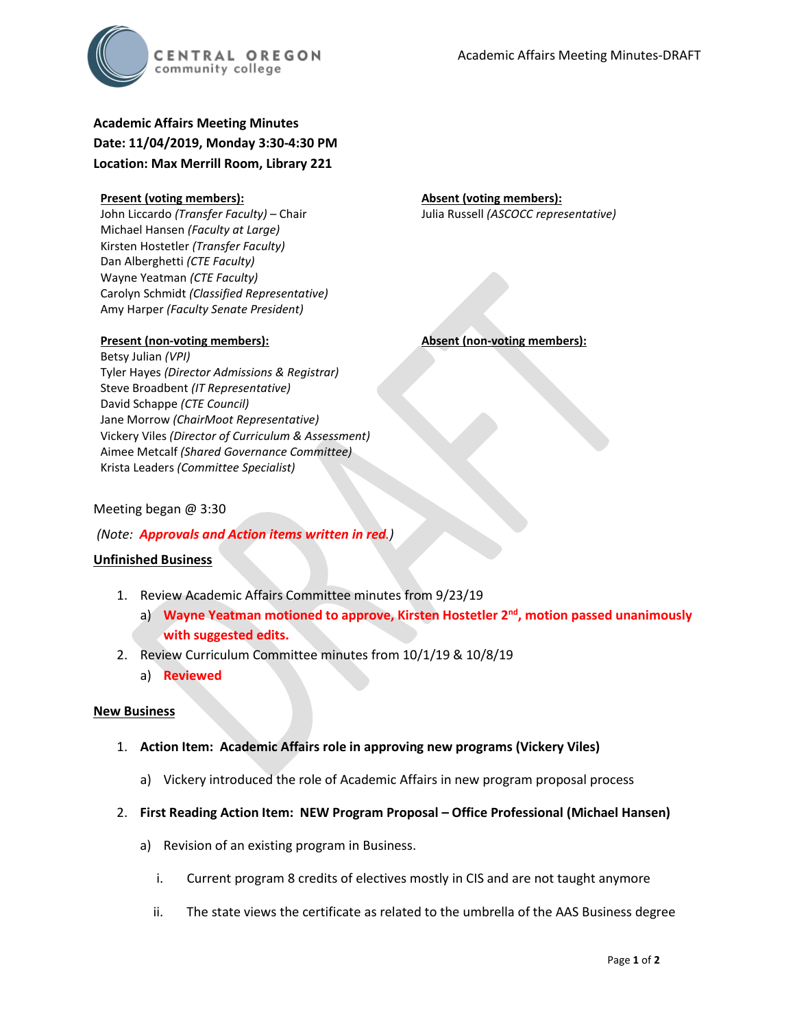# Academic Affairs Meeting Minutes

**Date: 11/04/2019, Monday 3:30-4:30 PM**
**Location: Max Merrill Room, Library 221**

**Present (voting members):**
John Liccardo *(Transfer Faculty)* – Chair
Michael Hansen *(Faculty at Large)*
Kirsten Hostetler *(Transfer Faculty)*
Dan Alberghetti *(CTE Faculty)*
Wayne Yeatman *(CTE Faculty)*
Carolyn Schmidt *(Classified Representative)*
Amy Harper *(Faculty Senate President)*

**Absent (voting members):**
Julia Russell *(ASCOCC representative)*

**Present (non-voting members):**
Betsy Julian *(VPI)*
Tyler Hayes *(Director Admissions & Registrar)*
Steve Broadbent *(IT Representative)*
David Schappe *(CTE Council)*
Jane Morrow *(ChairMoot Representative)*
Vickery Viles *(Director of Curriculum & Assessment)*
Aimee Metcalf *(Shared Governance Committee)*
Krista Leaders *(Committee Specialist)*

**Absent (non-voting members):**

Meeting began @ 3:30

*(Note: **Approvals and Action items written in red**.)*

## Unfinished Business

1. Review Academic Affairs Committee minutes from 9/23/19
   a) **Wayne Yeatman motioned to approve, Kirsten Hostetler 2nd, motion passed unanimously with suggested edits.**
2. Review Curriculum Committee minutes from 10/1/19 & 10/8/19
   a) **Reviewed**

## New Business

1. **Action Item: Academic Affairs role in approving new programs (Vickery Viles)**
   a) Vickery introduced the role of Academic Affairs in new program proposal process
2. **First Reading Action Item: NEW Program Proposal – Office Professional (Michael Hansen)**
   a) Revision of an existing program in Business.
      i. Current program 8 credits of electives mostly in CIS and are not taught anymore
      ii. The state views the certificate as related to the umbrella of the AAS Business degree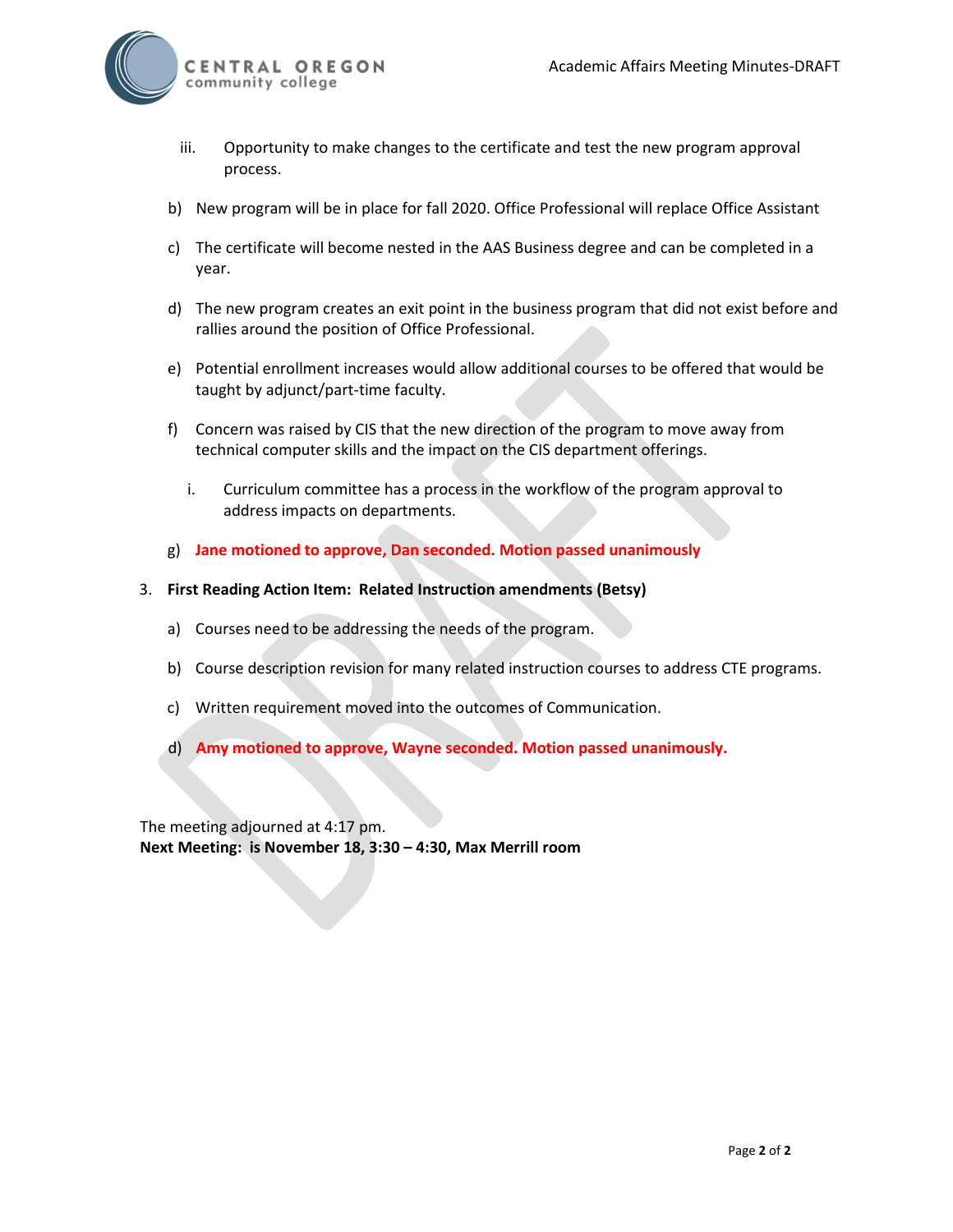iii. Opportunity to make changes to the certificate and test the new program approval process.

b) New program will be in place for fall 2020. Office Professional will replace Office Assistant

c) The certificate will become nested in the AAS Business degree and can be completed in a year.

d) The new program creates an exit point in the business program that did not exist before and rallies around the position of Office Professional.

e) Potential enrollment increases would allow additional courses to be offered that would be taught by adjunct/part-time faculty.

f) Concern was raised by CIS that the new direction of the program to move away from technical computer skills and the impact on the CIS department offerings.

   i. Curriculum committee has a process in the workflow of the program approval to address impacts on departments.

g) **Jane motioned to approve, Dan seconded. Motion passed unanimously**

3. **First Reading Action Item: Related Instruction amendments (Betsy)**

   a) Courses need to be addressing the needs of the program.

   b) Course description revision for many related instruction courses to address CTE programs.

   c) Written requirement moved into the outcomes of Communication.

   d) **Amy motioned to approve, Wayne seconded. Motion passed unanimously.**

The meeting adjourned at 4:17 pm.
**Next Meeting: is November 18, 3:30 – 4:30, Max Merrill room**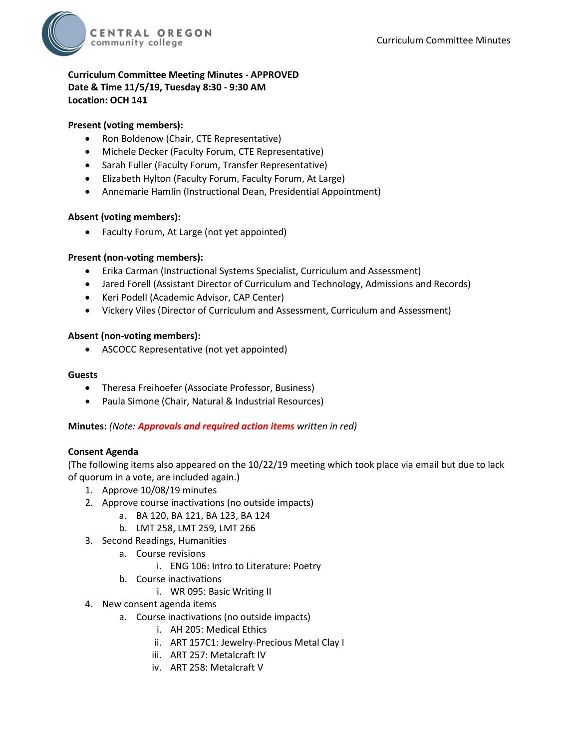**Curriculum Committee Meeting Minutes - APPROVED**
**Date & Time 11/5/19, Tuesday 8:30 - 9:30 AM**
**Location: OCH 141**

**Present (voting members):**

- Ron Boldenow (Chair, CTE Representative)
- Michele Decker (Faculty Forum, CTE Representative)
- Sarah Fuller (Faculty Forum, Transfer Representative)
- Elizabeth Hylton (Faculty Forum, Faculty Forum, At Large)
- Annemarie Hamlin (Instructional Dean, Presidential Appointment)

**Absent (voting members):**

- Faculty Forum, At Large (not yet appointed)

**Present (non-voting members):**

- Erika Carman (Instructional Systems Specialist, Curriculum and Assessment)
- Jared Forell (Assistant Director of Curriculum and Technology, Admissions and Records)
- Keri Podell (Academic Advisor, CAP Center)
- Vickery Viles (Director of Curriculum and Assessment, Curriculum and Assessment)

**Absent (non-voting members):**

- ASCOCC Representative (not yet appointed)

**Guests**

- Theresa Freihoefer (Associate Professor, Business)
- Paula Simone (Chair, Natural & Industrial Resources)

**Minutes:** *(Note: **Approvals and required action items** written in red)*

**Consent Agenda**
(The following items also appeared on the 10/22/19 meeting which took place via email but due to lack of quorum in a vote, are included again.)

1. Approve 10/08/19 minutes
2. Approve course inactivations (no outside impacts)
   a. BA 120, BA 121, BA 123, BA 124
   b. LMT 258, LMT 259, LMT 266
3. Second Readings, Humanities
   a. Course revisions
      i. ENG 106: Intro to Literature: Poetry
   b. Course inactivations
      i. WR 095: Basic Writing II
4. New consent agenda items
   a. Course inactivations (no outside impacts)
      i. AH 205: Medical Ethics
      ii. ART 157C1: Jewelry-Precious Metal Clay I
      iii. ART 257: Metalcraft IV
      iv. ART 258: Metalcraft V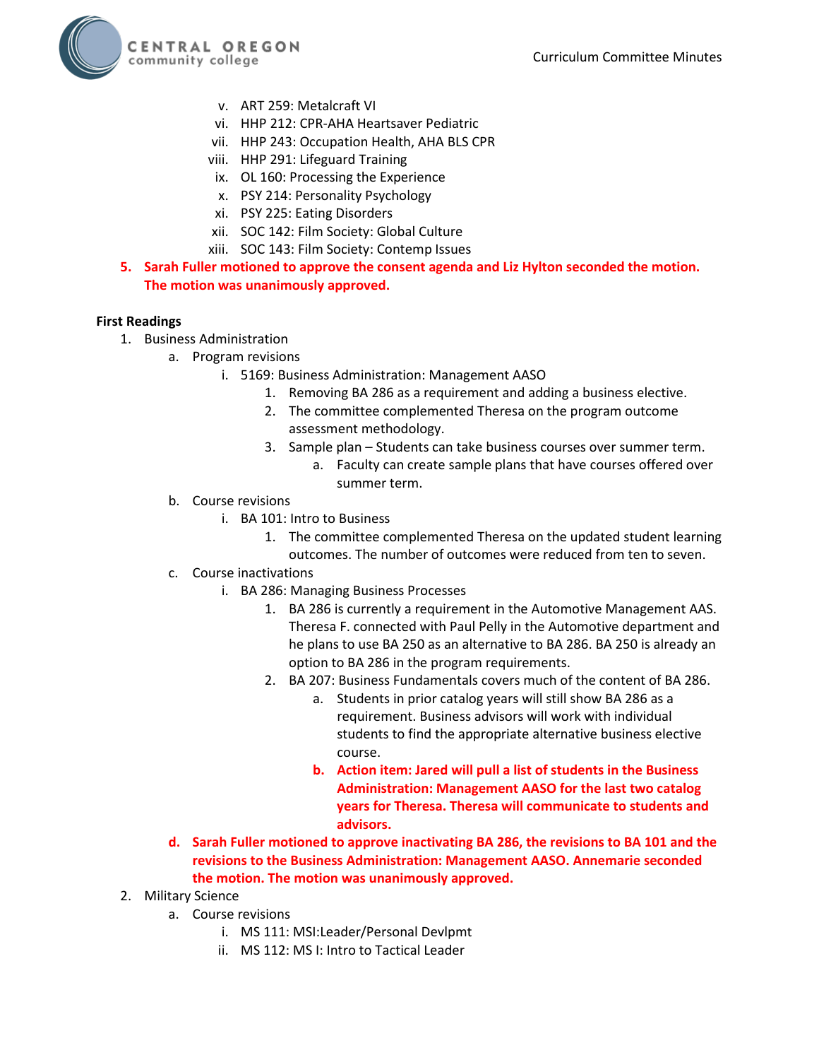v. ART 259: Metalcraft VI
   vi. HHP 212: CPR-AHA Heartsaver Pediatric
   vii. HHP 243: Occupation Health, AHA BLS CPR
   viii. HHP 291: Lifeguard Training
   ix. OL 160: Processing the Experience
   x. PSY 214: Personality Psychology
   xi. PSY 225: Eating Disorders
   xii. SOC 142: Film Society: Global Culture
   xiii. SOC 143: Film Society: Contemp Issues

5. **Sarah Fuller motioned to approve the consent agenda and Liz Hylton seconded the motion. The motion was unanimously approved.**

**First Readings**

1. Business Administration
   a. Program revisions
      i. 5169: Business Administration: Management AASO
         1. Removing BA 286 as a requirement and adding a business elective.
         2. The committee complemented Theresa on the program outcome assessment methodology.
         3. Sample plan – Students can take business courses over summer term.
            a. Faculty can create sample plans that have courses offered over summer term.
   b. Course revisions
      i. BA 101: Intro to Business
         1. The committee complemented Theresa on the updated student learning outcomes. The number of outcomes were reduced from ten to seven.
   c. Course inactivations
      i. BA 286: Managing Business Processes
         1. BA 286 is currently a requirement in the Automotive Management AAS. Theresa F. connected with Paul Pelly in the Automotive department and he plans to use BA 250 as an alternative to BA 286. BA 250 is already an option to BA 286 in the program requirements.
         2. BA 207: Business Fundamentals covers much of the content of BA 286.
            a. Students in prior catalog years will still show BA 286 as a requirement. Business advisors will work with individual students to find the appropriate alternative business elective course.
            b. **Action item: Jared will pull a list of students in the Business Administration: Management AASO for the last two catalog years for Theresa. Theresa will communicate to students and advisors.**
   d. **Sarah Fuller motioned to approve inactivating BA 286, the revisions to BA 101 and the revisions to the Business Administration: Management AASO. Annemarie seconded the motion. The motion was unanimously approved.**
2. Military Science
   a. Course revisions
      i. MS 111: MSI:Leader/Personal Devlpmt
      ii. MS 112: MS I: Intro to Tactical Leader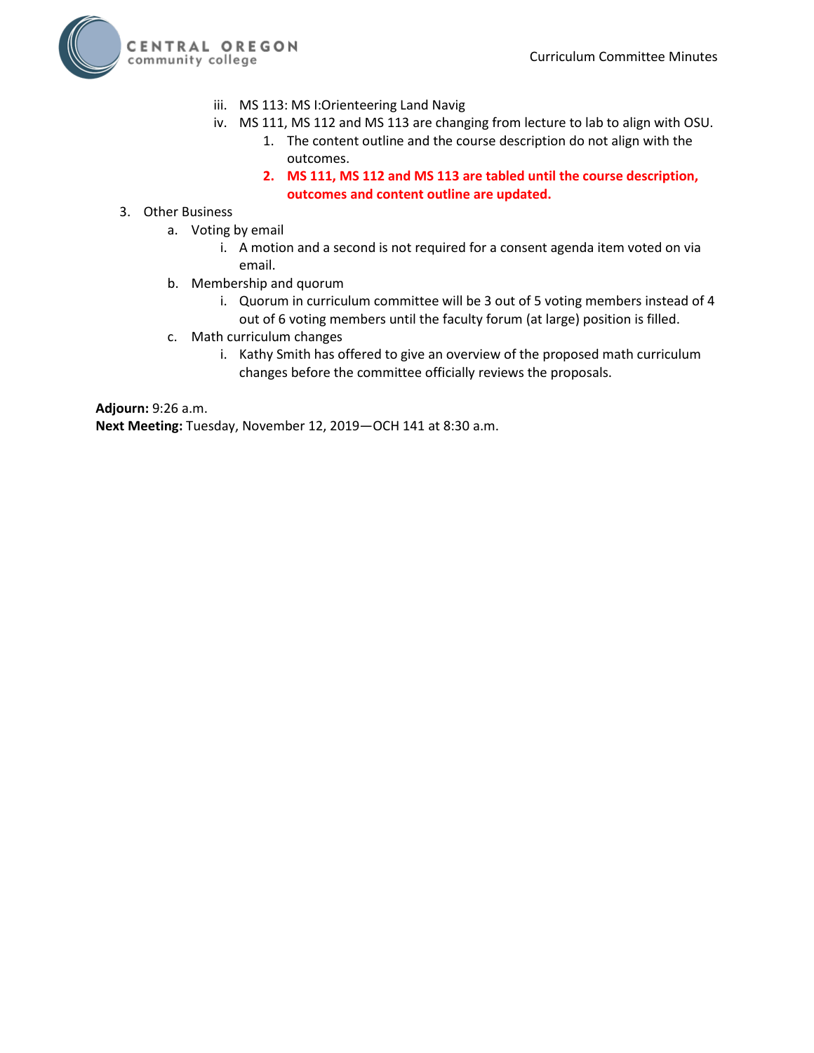iii. MS 113: MS I:Orienteering Land Navig
   iv. MS 111, MS 112 and MS 113 are changing from lecture to lab to align with OSU.
      1. The content outline and the course description do not align with the outcomes.
      2. **MS 111, MS 112 and MS 113 are tabled until the course description, outcomes and content outline are updated.**

3. Other Business
   a. Voting by email
      i. A motion and a second is not required for a consent agenda item voted on via email.
   b. Membership and quorum
      i. Quorum in curriculum committee will be 3 out of 5 voting members instead of 4 out of 6 voting members until the faculty forum (at large) position is filled.
   c. Math curriculum changes
      i. Kathy Smith has offered to give an overview of the proposed math curriculum changes before the committee officially reviews the proposals.

**Adjourn:** 9:26 a.m.
**Next Meeting:** Tuesday, November 12, 2019—OCH 141 at 8:30 a.m.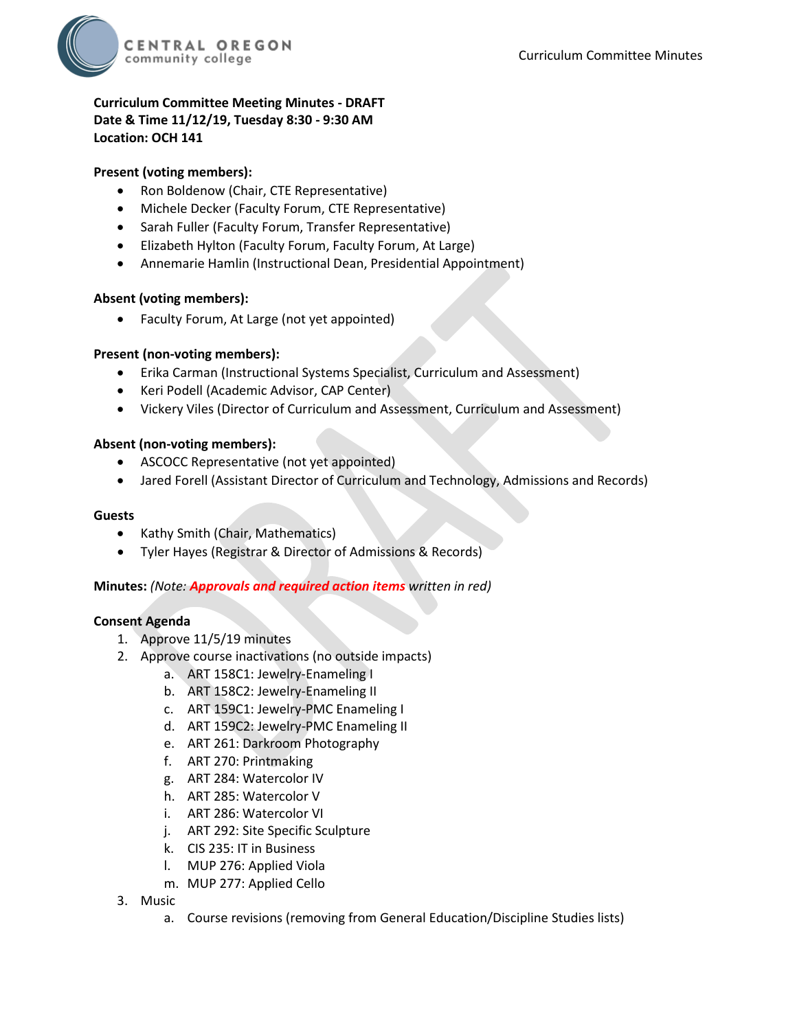**Curriculum Committee Meeting Minutes - DRAFT**
**Date & Time 11/12/19, Tuesday 8:30 - 9:30 AM**
**Location: OCH 141**

**Present (voting members):**

- Ron Boldenow (Chair, CTE Representative)
- Michele Decker (Faculty Forum, CTE Representative)
- Sarah Fuller (Faculty Forum, Transfer Representative)
- Elizabeth Hylton (Faculty Forum, Faculty Forum, At Large)
- Annemarie Hamlin (Instructional Dean, Presidential Appointment)

**Absent (voting members):**

- Faculty Forum, At Large (not yet appointed)

**Present (non-voting members):**

- Erika Carman (Instructional Systems Specialist, Curriculum and Assessment)
- Keri Podell (Academic Advisor, CAP Center)
- Vickery Viles (Director of Curriculum and Assessment, Curriculum and Assessment)

**Absent (non-voting members):**

- ASCOCC Representative (not yet appointed)
- Jared Forell (Assistant Director of Curriculum and Technology, Admissions and Records)

**Guests**

- Kathy Smith (Chair, Mathematics)
- Tyler Hayes (Registrar & Director of Admissions & Records)

**Minutes:** *(Note: **Approvals and required action items** written in red)*

**Consent Agenda**

1. Approve 11/5/19 minutes
2. Approve course inactivations (no outside impacts)
   a. ART 158C1: Jewelry-Enameling I
   b. ART 158C2: Jewelry-Enameling II
   c. ART 159C1: Jewelry-PMC Enameling I
   d. ART 159C2: Jewelry-PMC Enameling II
   e. ART 261: Darkroom Photography
   f. ART 270: Printmaking
   g. ART 284: Watercolor IV
   h. ART 285: Watercolor V
   i. ART 286: Watercolor VI
   j. ART 292: Site Specific Sculpture
   k. CIS 235: IT in Business
   l. MUP 276: Applied Viola
   m. MUP 277: Applied Cello
3. Music
   a. Course revisions (removing from General Education/Discipline Studies lists)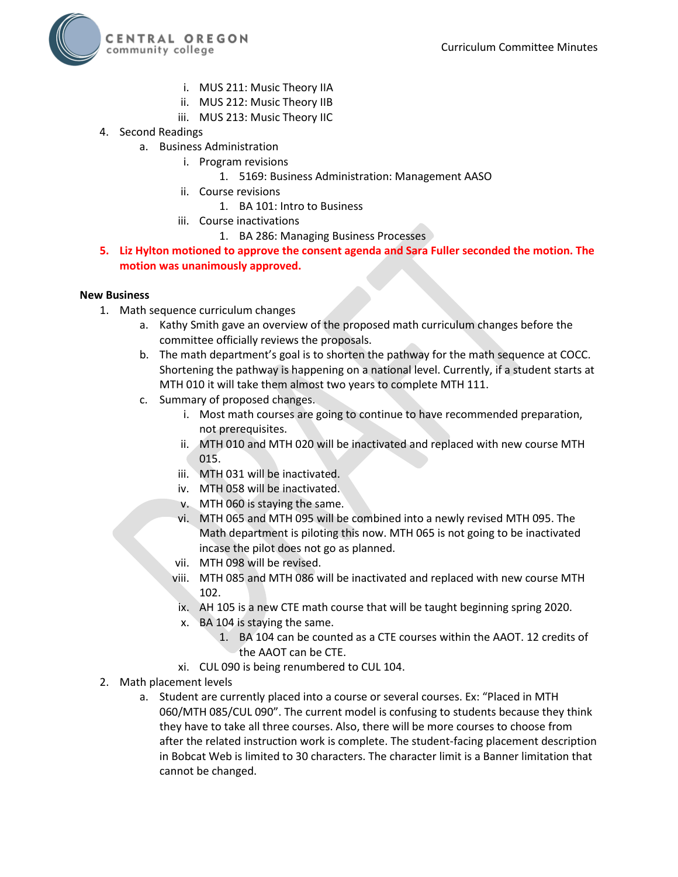i. MUS 211: Music Theory IIA
        ii. MUS 212: Music Theory IIB
        iii. MUS 213: Music Theory IIC

4. Second Readings
    a. Business Administration
        i. Program revisions
            1. 5169: Business Administration: Management AASO
        ii. Course revisions
            1. BA 101: Intro to Business
        iii. Course inactivations
            1. BA 286: Managing Business Processes
5. **Liz Hylton motioned to approve the consent agenda and Sara Fuller seconded the motion. The motion was unanimously approved.**

**New Business**

1. Math sequence curriculum changes
    a. Kathy Smith gave an overview of the proposed math curriculum changes before the committee officially reviews the proposals.
    b. The math department's goal is to shorten the pathway for the math sequence at COCC. Shortening the pathway is happening on a national level. Currently, if a student starts at MTH 010 it will take them almost two years to complete MTH 111.
    c. Summary of proposed changes.
        i. Most math courses are going to continue to have recommended preparation, not prerequisites.
        ii. MTH 010 and MTH 020 will be inactivated and replaced with new course MTH 015.
        iii. MTH 031 will be inactivated.
        iv. MTH 058 will be inactivated.
        v. MTH 060 is staying the same.
        vi. MTH 065 and MTH 095 will be combined into a newly revised MTH 095. The Math department is piloting this now. MTH 065 is not going to be inactivated incase the pilot does not go as planned.
        vii. MTH 098 will be revised.
        viii. MTH 085 and MTH 086 will be inactivated and replaced with new course MTH 102.
        ix. AH 105 is a new CTE math course that will be taught beginning spring 2020.
        x. BA 104 is staying the same.
            1. BA 104 can be counted as a CTE courses within the AAOT. 12 credits of the AAOT can be CTE.
        xi. CUL 090 is being renumbered to CUL 104.
2. Math placement levels
    a. Student are currently placed into a course or several courses. Ex: "Placed in MTH 060/MTH 085/CUL 090". The current model is confusing to students because they think they have to take all three courses. Also, there will be more courses to choose from after the related instruction work is complete. The student-facing placement description in Bobcat Web is limited to 30 characters. The character limit is a Banner limitation that cannot be changed.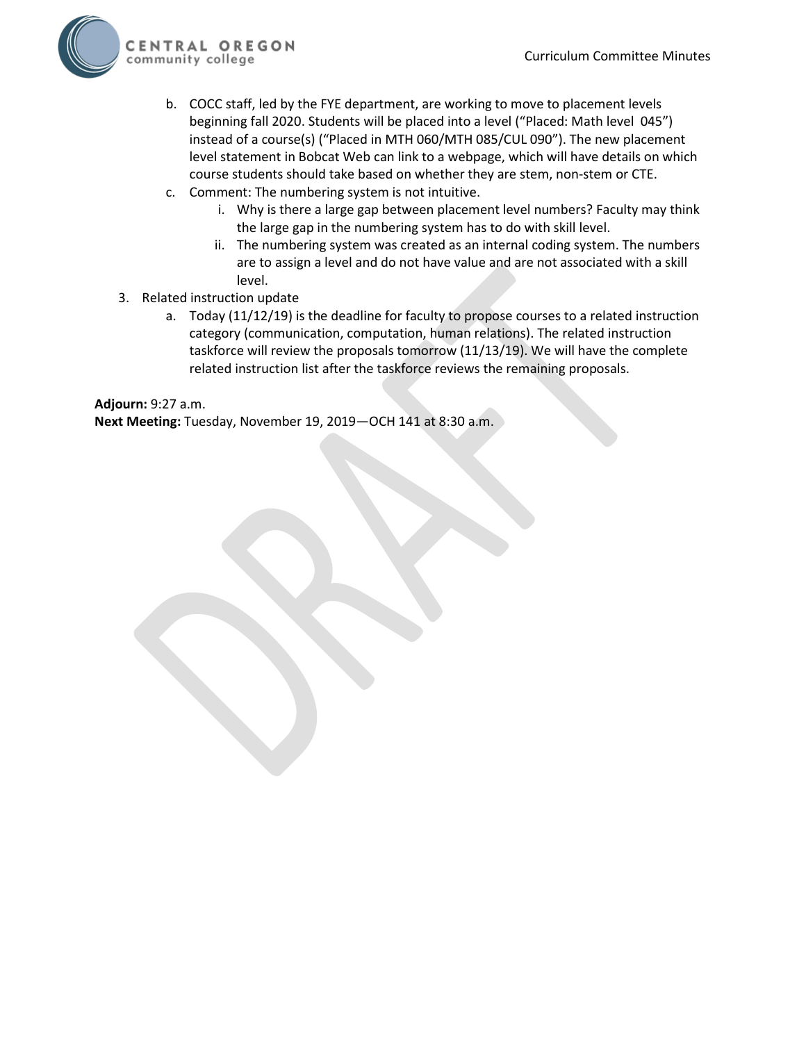b. COCC staff, led by the FYE department, are working to move to placement levels beginning fall 2020. Students will be placed into a level ("Placed: Math level 045") instead of a course(s) ("Placed in MTH 060/MTH 085/CUL 090"). The new placement level statement in Bobcat Web can link to a webpage, which will have details on which course students should take based on whether they are stem, non-stem or CTE.

c. Comment: The numbering system is not intuitive.
   i. Why is there a large gap between placement level numbers? Faculty may think the large gap in the numbering system has to do with skill level.
   ii. The numbering system was created as an internal coding system. The numbers are to assign a level and do not have value and are not associated with a skill level.

3. Related instruction update
   a. Today (11/12/19) is the deadline for faculty to propose courses to a related instruction category (communication, computation, human relations). The related instruction taskforce will review the proposals tomorrow (11/13/19). We will have the complete related instruction list after the taskforce reviews the remaining proposals.

**Adjourn:** 9:27 a.m.
**Next Meeting:** Tuesday, November 19, 2019—OCH 141 at 8:30 a.m.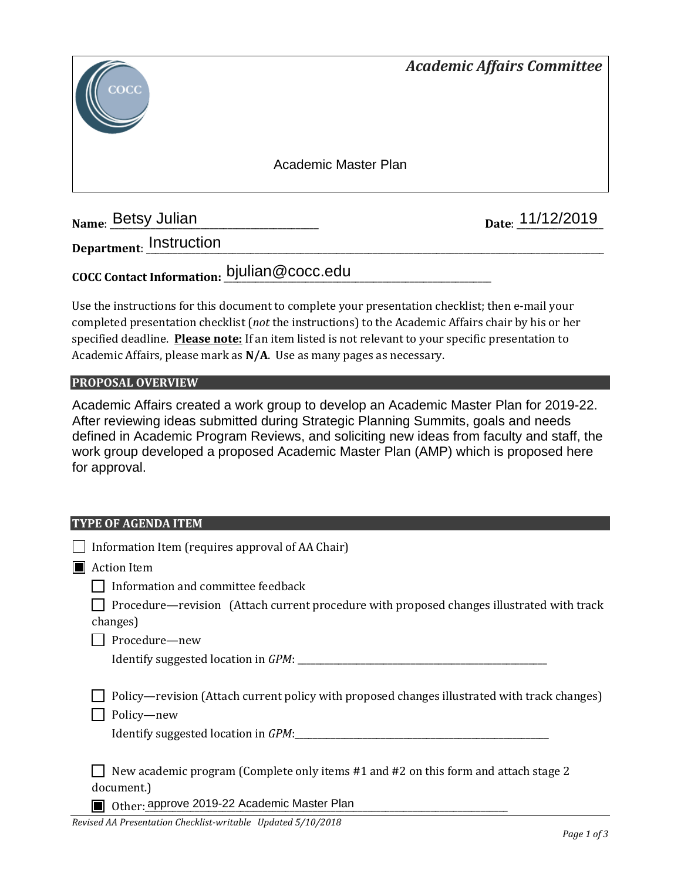*Academic Affairs Committee*

Academic Master Plan

**Name**: Betsy Julian **Date**: 11/12/2019

**Department**: Instruction

**COCC Contact Information:** bjulian@cocc.edu

Use the instructions for this document to complete your presentation checklist; then e-mail your completed presentation checklist (*not* the instructions) to the Academic Affairs chair by his or her specified deadline. **Please note:** If an item listed is not relevant to your specific presentation to Academic Affairs, please mark as **N/A**. Use as many pages as necessary.

## PROPOSAL OVERVIEW

Academic Affairs created a work group to develop an Academic Master Plan for 2019-22. After reviewing ideas submitted during Strategic Planning Summits, goals and needs defined in Academic Program Reviews, and soliciting new ideas from faculty and staff, the work group developed a proposed Academic Master Plan (AMP) which is proposed here for approval.

## TYPE OF AGENDA ITEM

- [ ] Information Item (requires approval of AA Chair)
- [x] Action Item
  - [ ] Information and committee feedback
  - [ ] Procedure—revision (Attach current procedure with proposed changes illustrated with track changes)
  - [ ] Procedure—new
    Identify suggested location in *GPM*: ____________
  - [ ] Policy—revision (Attach current policy with proposed changes illustrated with track changes)
  - [ ] Policy—new
    Identify suggested location in *GPM*: ____________
  - [ ] New academic program (Complete only items #1 and #2 on this form and attach stage 2 document.)
  - [x] Other: approve 2019-22 Academic Master Plan

*Revised AA Presentation Checklist-writable Updated 5/10/2018*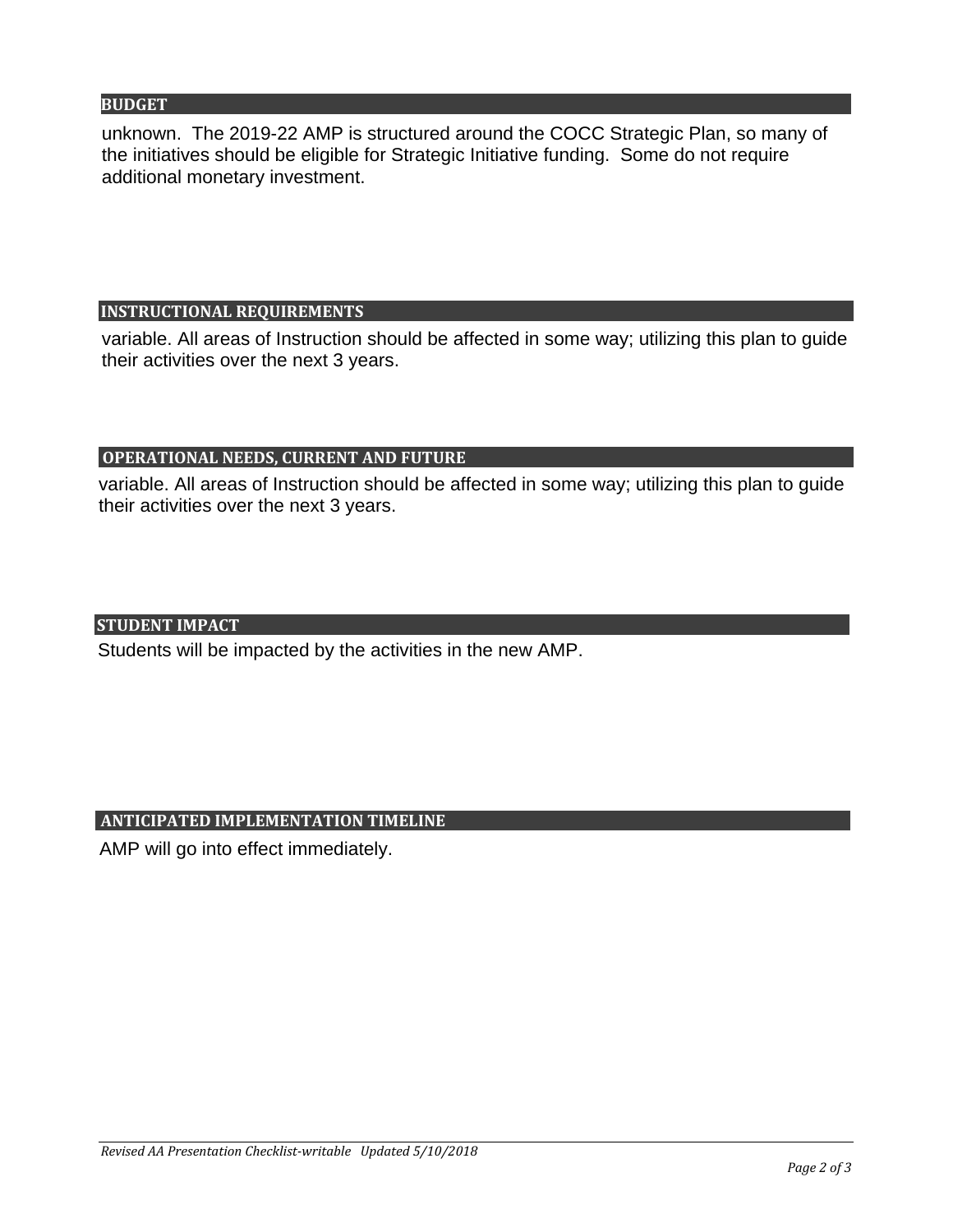## BUDGET

unknown. The 2019-22 AMP is structured around the COCC Strategic Plan, so many of the initiatives should be eligible for Strategic Initiative funding. Some do not require additional monetary investment.

## INSTRUCTIONAL REQUIREMENTS

variable. All areas of Instruction should be affected in some way; utilizing this plan to guide their activities over the next 3 years.

## OPERATIONAL NEEDS, CURRENT AND FUTURE

variable. All areas of Instruction should be affected in some way; utilizing this plan to guide their activities over the next 3 years.

## STUDENT IMPACT

Students will be impacted by the activities in the new AMP.

## ANTICIPATED IMPLEMENTATION TIMELINE

AMP will go into effect immediately.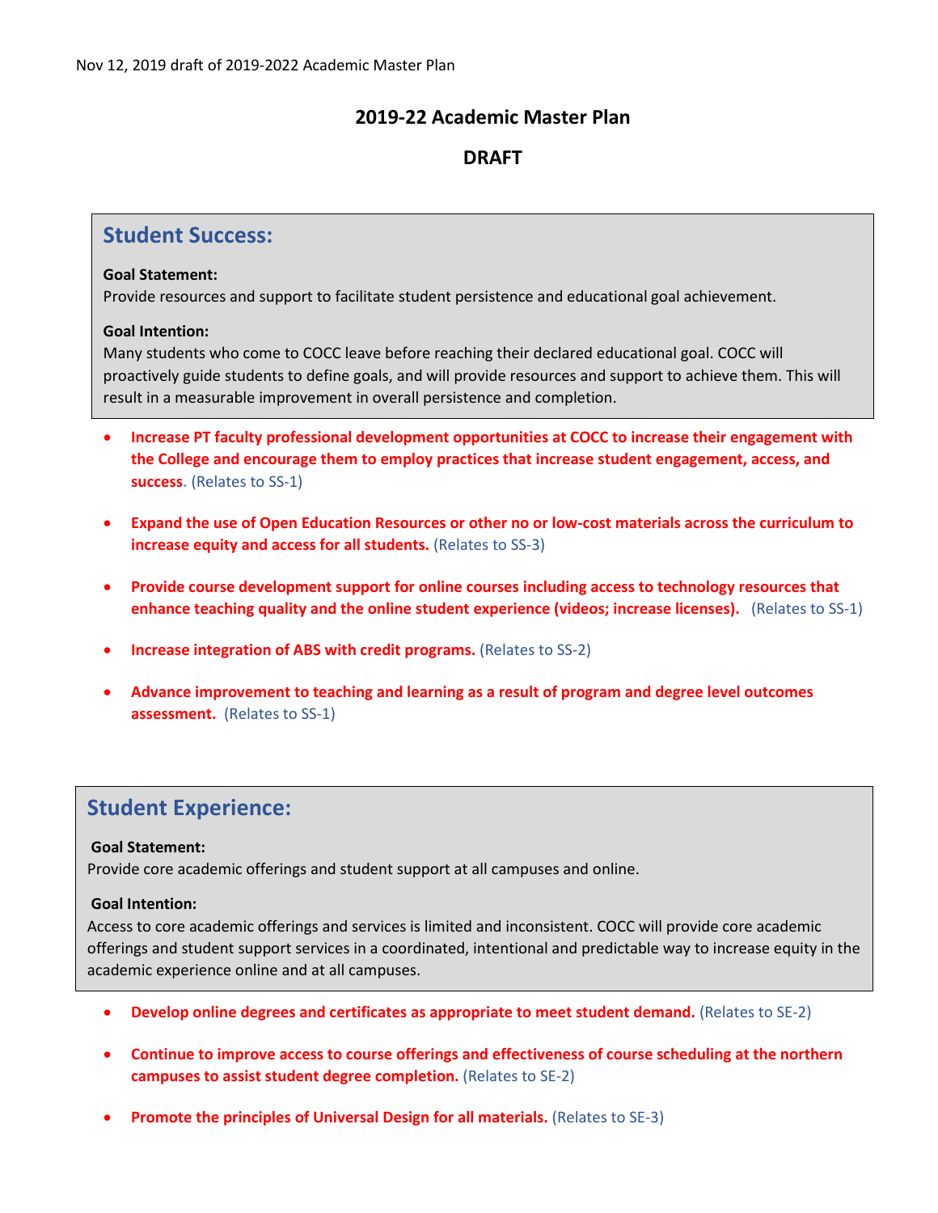Nov 12, 2019 draft of 2019-2022 Academic Master Plan

# 2019-22 Academic Master Plan

## DRAFT

## Student Success:

**Goal Statement:**
Provide resources and support to facilitate student persistence and educational goal achievement.

**Goal Intention:**
Many students who come to COCC leave before reaching their declared educational goal. COCC will proactively guide students to define goals, and will provide resources and support to achieve them. This will result in a measurable improvement in overall persistence and completion.

- **Increase PT faculty professional development opportunities at COCC to increase their engagement with the College and encourage them to employ practices that increase student engagement, access, and success**. (Relates to SS-1)
- **Expand the use of Open Education Resources or other no or low-cost materials across the curriculum to increase equity and access for all students.** (Relates to SS-3)
- **Provide course development support for online courses including access to technology resources that enhance teaching quality and the online student experience (videos; increase licenses).** (Relates to SS-1)
- **Increase integration of ABS with credit programs.** (Relates to SS-2)
- **Advance improvement to teaching and learning as a result of program and degree level outcomes assessment.** (Relates to SS-1)

## Student Experience:

**Goal Statement:**
Provide core academic offerings and student support at all campuses and online.

**Goal Intention:**
Access to core academic offerings and services is limited and inconsistent. COCC will provide core academic offerings and student support services in a coordinated, intentional and predictable way to increase equity in the academic experience online and at all campuses.

- **Develop online degrees and certificates as appropriate to meet student demand.** (Relates to SE-2)
- **Continue to improve access to course offerings and effectiveness of course scheduling at the northern campuses to assist student degree completion.** (Relates to SE-2)
- **Promote the principles of Universal Design for all materials.** (Relates to SE-3)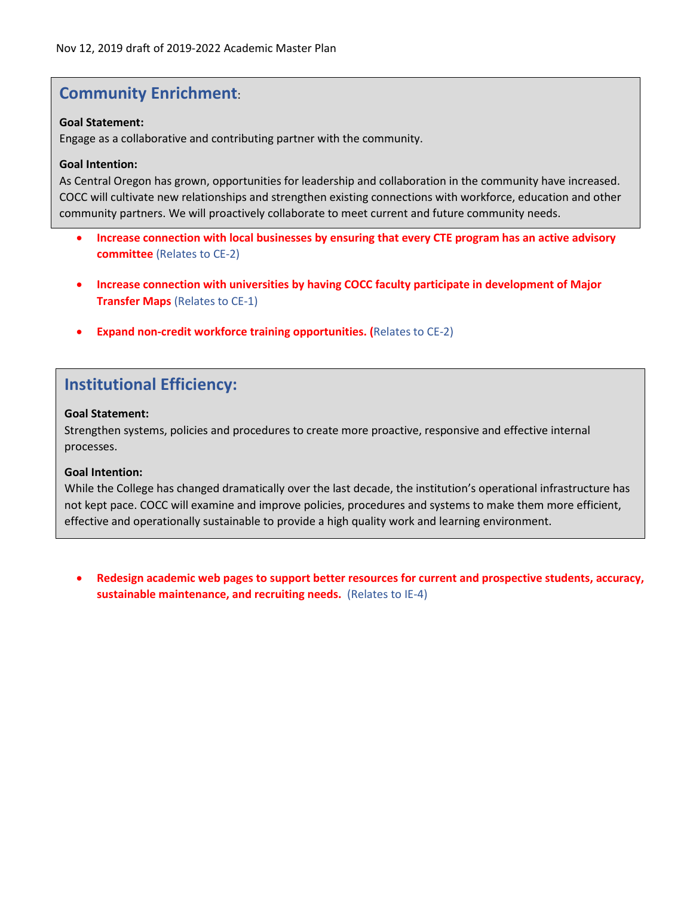## Community Enrichment:

**Goal Statement:**
Engage as a collaborative and contributing partner with the community.

**Goal Intention:**
As Central Oregon has grown, opportunities for leadership and collaboration in the community have increased. COCC will cultivate new relationships and strengthen existing connections with workforce, education and other community partners. We will proactively collaborate to meet current and future community needs.

- **Increase connection with local businesses by ensuring that every CTE program has an active advisory committee** (Relates to CE-2)
- **Increase connection with universities by having COCC faculty participate in development of Major Transfer Maps** (Relates to CE-1)
- **Expand non-credit workforce training opportunities. (**Relates to CE-2)

## Institutional Efficiency:

**Goal Statement:**
Strengthen systems, policies and procedures to create more proactive, responsive and effective internal processes.

**Goal Intention:**
While the College has changed dramatically over the last decade, the institution's operational infrastructure has not kept pace. COCC will examine and improve policies, procedures and systems to make them more efficient, effective and operationally sustainable to provide a high quality work and learning environment.

- **Redesign academic web pages to support better resources for current and prospective students, accuracy, sustainable maintenance, and recruiting needs.** (Relates to IE-4)